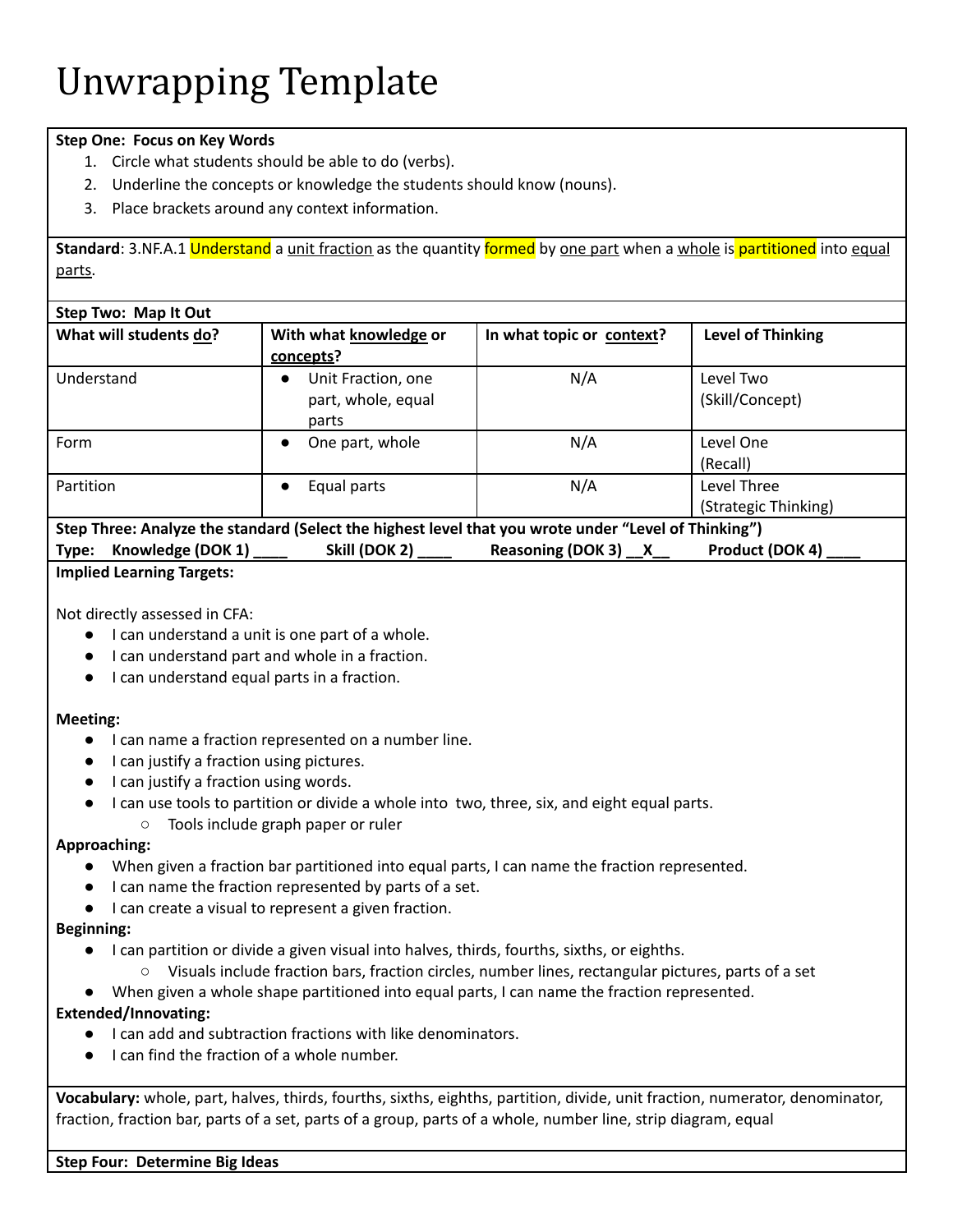# Unwrapping Template

**Step One: Focus on Key Words**

1. Circle what students should be able to do (verbs).
2. Underline the concepts or knowledge the students should know (nouns).
3. Place brackets around any context information.

**Standard**: 3.NF.A.1 Understand a unit fraction as the quantity formed by one part when a whole is partitioned into equal parts.

**Step Two: Map It Out**

| What will students do? | With what knowledge or concepts? | In what topic or context? | Level of Thinking |
|---|---|---|---|
| Understand | • Unit Fraction, one part, whole, equal parts | N/A | Level Two (Skill/Concept) |
| Form | • One part, whole | N/A | Level One (Recall) |
| Partition | • Equal parts | N/A | Level Three (Strategic Thinking) |

**Step Three: Analyze the standard (Select the highest level that you wrote under "Level of Thinking")**

**Type: Knowledge (DOK 1) ____ Skill (DOK 2) ____ Reasoning (DOK 3) __X__ Product (DOK 4) ____**

**Implied Learning Targets:**

Not directly assessed in CFA:

- I can understand a unit is one part of a whole.
- I can understand part and whole in a fraction.
- I can understand equal parts in a fraction.

**Meeting:**

- I can name a fraction represented on a number line.
- I can justify a fraction using pictures.
- I can justify a fraction using words.
- I can use tools to partition or divide a whole into two, three, six, and eight equal parts.
  - Tools include graph paper or ruler

**Approaching:**

- When given a fraction bar partitioned into equal parts, I can name the fraction represented.
- I can name the fraction represented by parts of a set.
- I can create a visual to represent a given fraction.

**Beginning:**

- I can partition or divide a given visual into halves, thirds, fourths, sixths, or eighths.
  - Visuals include fraction bars, fraction circles, number lines, rectangular pictures, parts of a set
- When given a whole shape partitioned into equal parts, I can name the fraction represented.

**Extended/Innovating:**

- I can add and subtraction fractions with like denominators.
- I can find the fraction of a whole number.

**Vocabulary:** whole, part, halves, thirds, fourths, sixths, eighths, partition, divide, unit fraction, numerator, denominator, fraction, fraction bar, parts of a set, parts of a group, parts of a whole, number line, strip diagram, equal

**Step Four: Determine Big Ideas**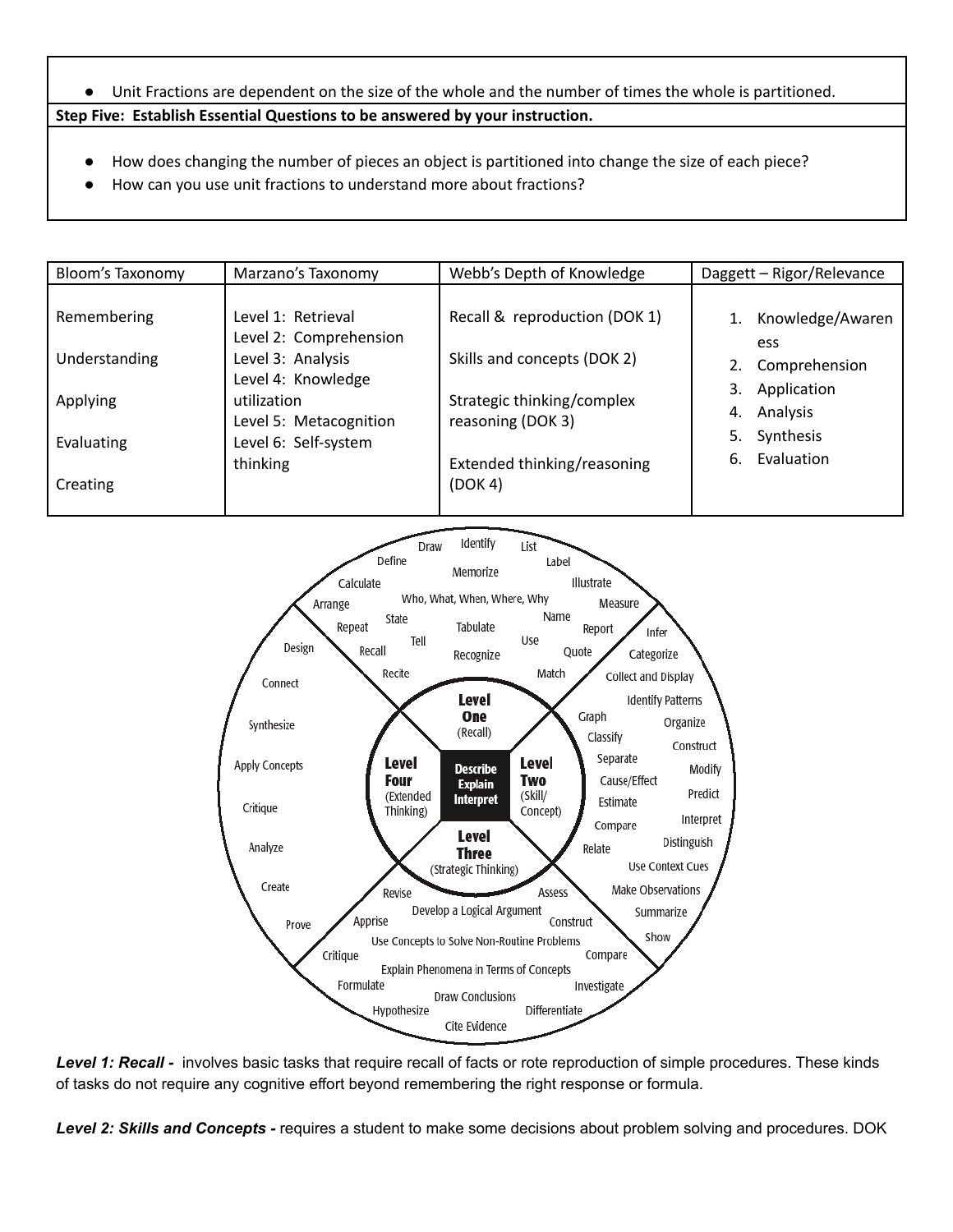- Unit Fractions are dependent on the size of the whole and the number of times the whole is partitioned.

**Step Five: Establish Essential Questions to be answered by your instruction.**

- How does changing the number of pieces an object is partitioned into change the size of each piece?
- How can you use unit fractions to understand more about fractions?

| Bloom's Taxonomy | Marzano's Taxonomy | Webb's Depth of Knowledge | Daggett – Rigor/Relevance |
|---|---|---|---|
| Remembering<br>Understanding<br>Applying<br>Evaluating<br>Creating | Level 1: Retrieval<br>Level 2: Comprehension<br>Level 3: Analysis<br>Level 4: Knowledge utilization<br>Level 5: Metacognition<br>Level 6: Self-system thinking | Recall & reproduction (DOK 1)<br>Skills and concepts (DOK 2)<br>Strategic thinking/complex reasoning (DOK 3)<br>Extended thinking/reasoning (DOK 4) | 1. Knowledge/Awareness<br>2. Comprehension<br>3. Application<br>4. Analysis<br>5. Synthesis<br>6. Evaluation |

**Level One (Recall):** Draw, Identify, List, Define, Memorize, Label, Calculate, Illustrate, Who, What, When, Where, Why, Arrange, Measure, State, Name, Repeat, Tabulate, Report, Tell, Use, Recall, Recognize, Quote, Recite, Match

**Level Two (Skill/Concept):** Infer, Categorize, Collect and Display, Identify Patterns, Graph, Organize, Classify, Construct, Separate, Modify, Cause/Effect, Predict, Estimate, Interpret, Compare, Distinguish, Relate, Use Context Cues, Make Observations, Summarize, Show

**Level Three (Strategic Thinking):** Revise, Assess, Develop a Logical Argument, Apprise, Construct, Use Concepts to Solve Non-Routine Problems, Critique, Compare, Explain Phenomena in Terms of Concepts, Formulate, Investigate, Draw Conclusions, Hypothesize, Differentiate, Cite Evidence

**Level Four (Extended Thinking):** Design, Connect, Synthesize, Apply Concepts, Critique, Analyze, Create, Prove

**Center:** Describe, Explain, Interpret

***Level 1: Recall -*** involves basic tasks that require recall of facts or rote reproduction of simple procedures. These kinds of tasks do not require any cognitive effort beyond remembering the right response or formula.

***Level 2: Skills and Concepts -*** requires a student to make some decisions about problem solving and procedures. DOK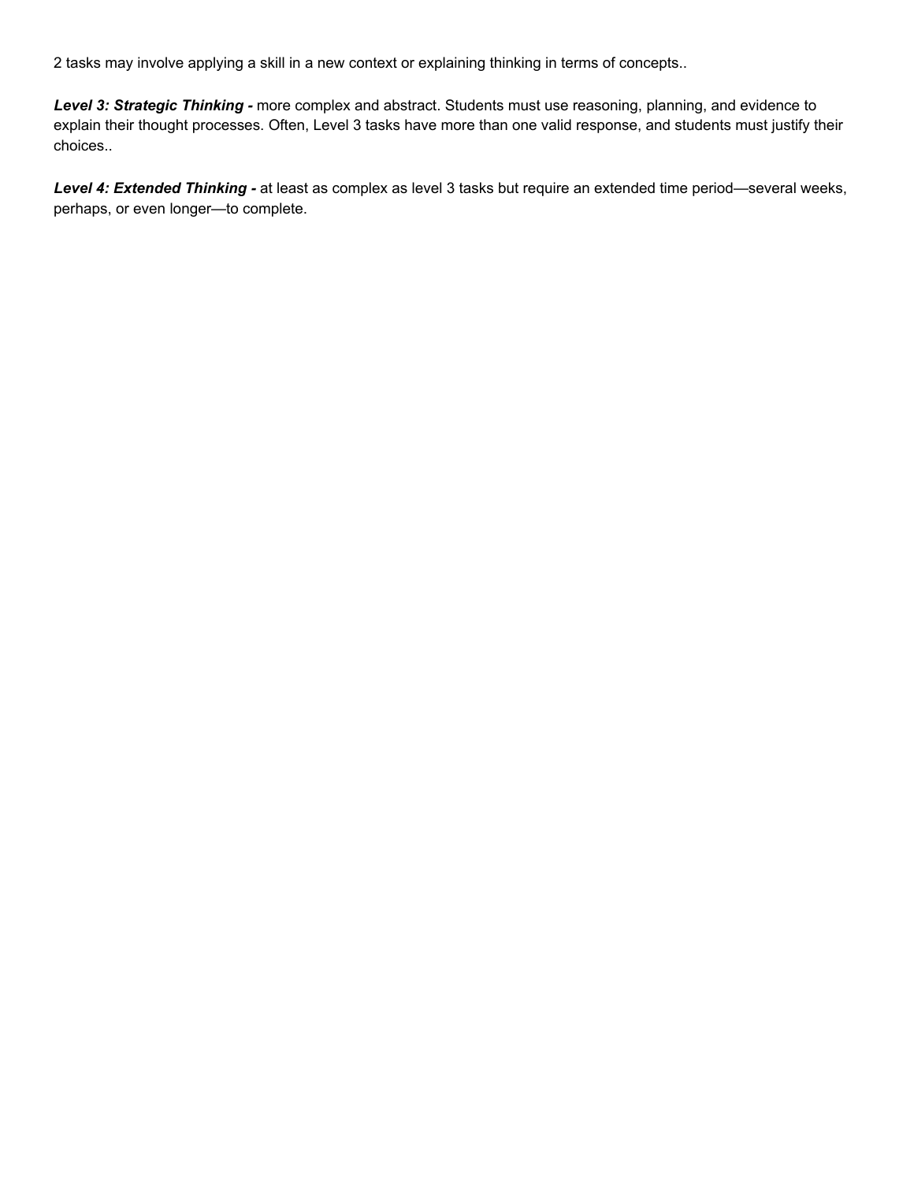2 tasks may involve applying a skill in a new context or explaining thinking in terms of concepts..

***Level 3: Strategic Thinking -*** more complex and abstract. Students must use reasoning, planning, and evidence to explain their thought processes. Often, Level 3 tasks have more than one valid response, and students must justify their choices..

***Level 4: Extended Thinking -*** at least as complex as level 3 tasks but require an extended time period—several weeks, perhaps, or even longer—to complete.